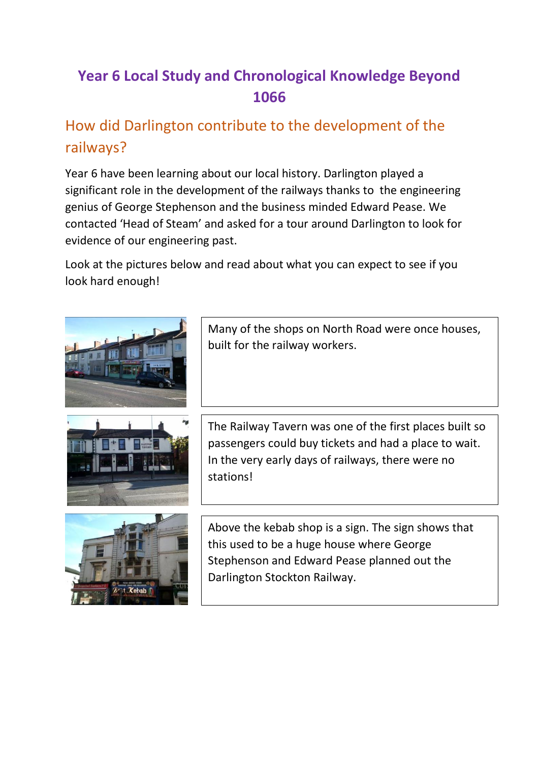# Year 6 Local Study and Chronological Knowledge Beyond 1066

## How did Darlington contribute to the development of the railways?

Year 6 have been learning about our local history. Darlington played a significant role in the development of the railways thanks to the engineering genius of George Stephenson and the business minded Edward Pease. We contacted 'Head of Steam' and asked for a tour around Darlington to look for evidence of our engineering past.

Look at the pictures below and read about what you can expect to see if you look hard enough!

Many of the shops on North Road were once houses, built for the railway workers.

The Railway Tavern was one of the first places built so passengers could buy tickets and had a place to wait. In the very early days of railways, there were no stations!

Above the kebab shop is a sign. The sign shows that this used to be a huge house where George Stephenson and Edward Pease planned out the Darlington Stockton Railway.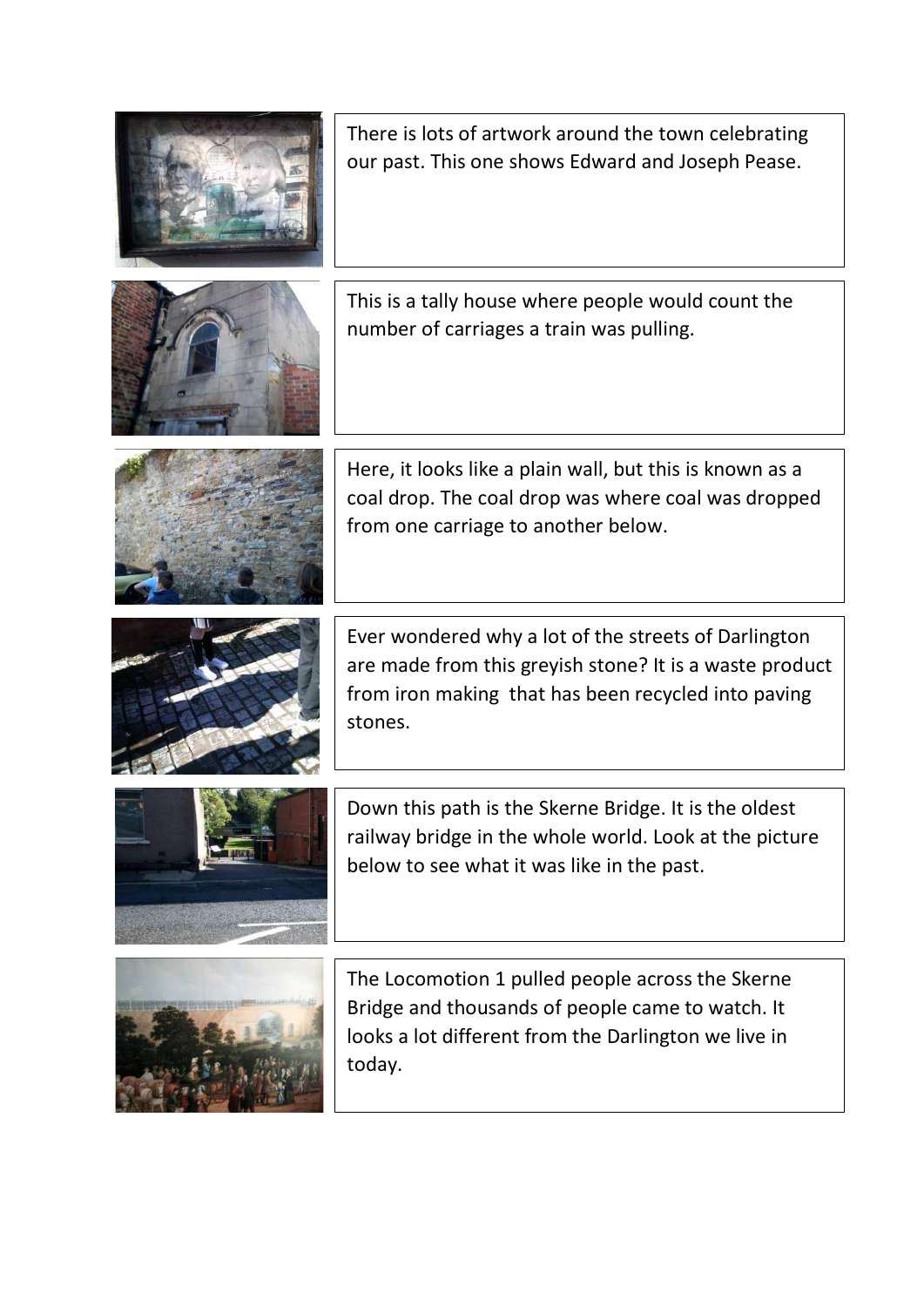There is lots of artwork around the town celebrating our past. This one shows Edward and Joseph Pease.

This is a tally house where people would count the number of carriages a train was pulling.

Here, it looks like a plain wall, but this is known as a coal drop. The coal drop was where coal was dropped from one carriage to another below.

Ever wondered why a lot of the streets of Darlington are made from this greyish stone? It is a waste product from iron making that has been recycled into paving stones.

Down this path is the Skerne Bridge. It is the oldest railway bridge in the whole world. Look at the picture below to see what it was like in the past.

The Locomotion 1 pulled people across the Skerne Bridge and thousands of people came to watch. It looks a lot different from the Darlington we live in today.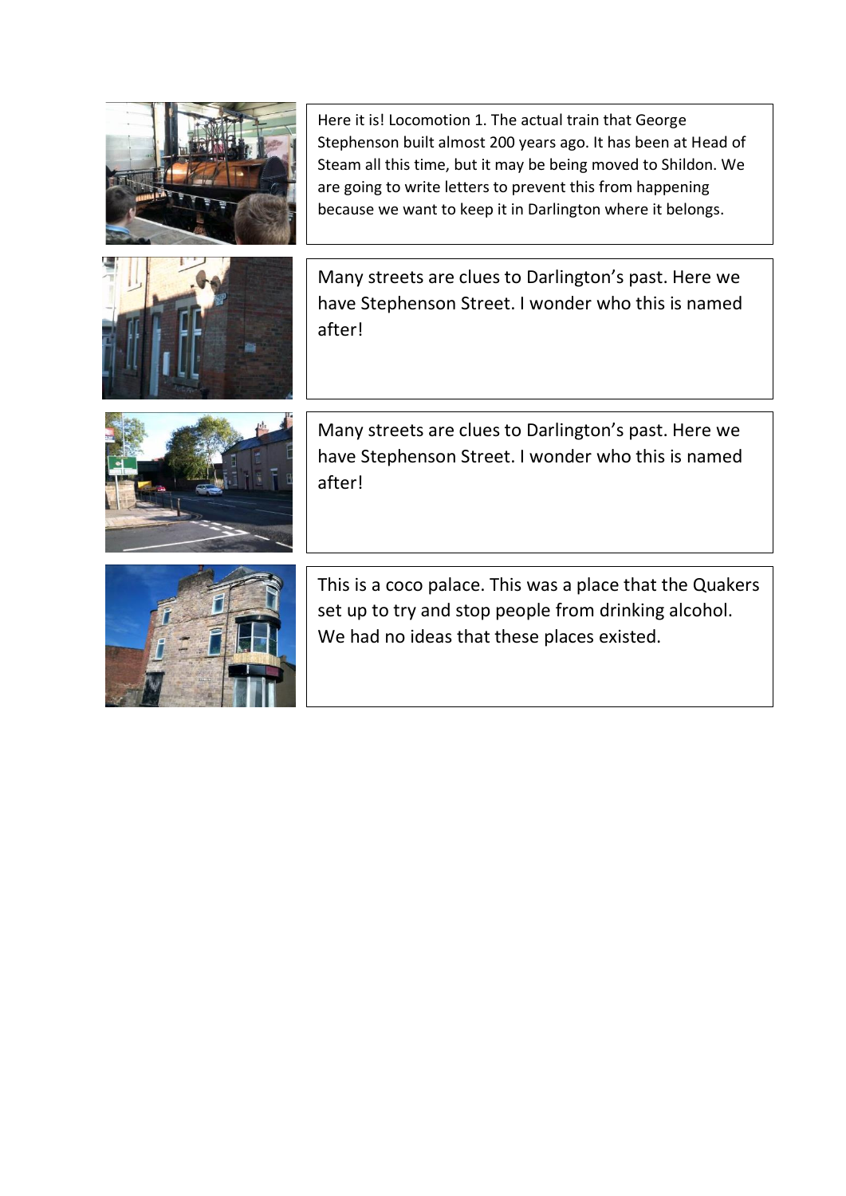Here it is! Locomotion 1. The actual train that George Stephenson built almost 200 years ago. It has been at Head of Steam all this time, but it may be being moved to Shildon. We are going to write letters to prevent this from happening because we want to keep it in Darlington where it belongs.

Many streets are clues to Darlington's past. Here we have Stephenson Street. I wonder who this is named after!

Many streets are clues to Darlington's past. Here we have Stephenson Street. I wonder who this is named after!

This is a coco palace. This was a place that the Quakers set up to try and stop people from drinking alcohol. We had no ideas that these places existed.